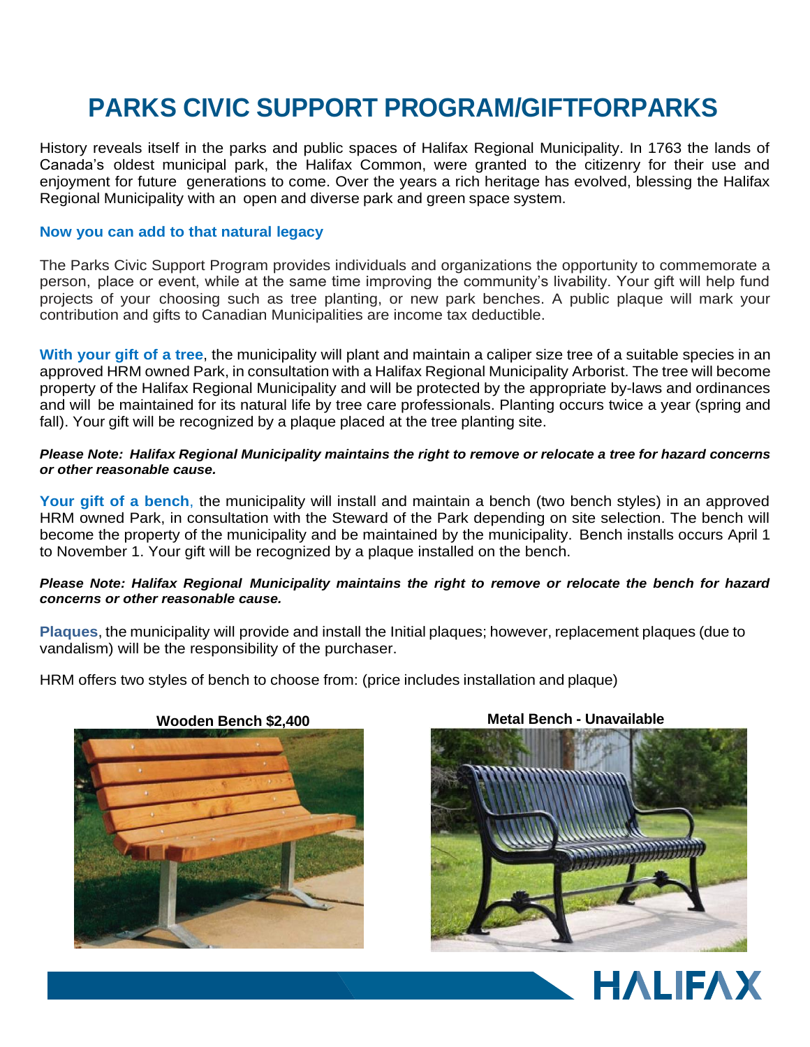# PARKS CIVIC SUPPORT PROGRAM/GIFTFORPARKS

History reveals itself in the parks and public spaces of Halifax Regional Municipality. In 1763 the lands of Canada's oldest municipal park, the Halifax Common, were granted to the citizenry for their use and enjoyment for future generations to come. Over the years a rich heritage has evolved, blessing the Halifax Regional Municipality with an open and diverse park and green space system.

**Now you can add to that natural legacy**

The Parks Civic Support Program provides individuals and organizations the opportunity to commemorate a person, place or event, while at the same time improving the community's livability. Your gift will help fund projects of your choosing such as tree planting, or new park benches. A public plaque will mark your contribution and gifts to Canadian Municipalities are income tax deductible.

**With your gift of a tree**, the municipality will plant and maintain a caliper size tree of a suitable species in an approved HRM owned Park, in consultation with a Halifax Regional Municipality Arborist. The tree will become property of the Halifax Regional Municipality and will be protected by the appropriate by-laws and ordinances and will be maintained for its natural life by tree care professionals. Planting occurs twice a year (spring and fall). Your gift will be recognized by a plaque placed at the tree planting site.

***Please Note: Halifax Regional Municipality maintains the right to remove or relocate a tree for hazard concerns or other reasonable cause.***

**Your gift of a bench**, the municipality will install and maintain a bench (two bench styles) in an approved HRM owned Park, in consultation with the Steward of the Park depending on site selection. The bench will become the property of the municipality and be maintained by the municipality. Bench installs occurs April 1 to November 1. Your gift will be recognized by a plaque installed on the bench.

***Please Note: Halifax Regional Municipality maintains the right to remove or relocate the bench for hazard concerns or other reasonable cause.***

**Plaques**, the municipality will provide and install the Initial plaques; however, replacement plaques (due to vandalism) will be the responsibility of the purchaser.

HRM offers two styles of bench to choose from: (price includes installation and plaque)

**Wooden Bench $2,400**

**Metal Bench - Unavailable**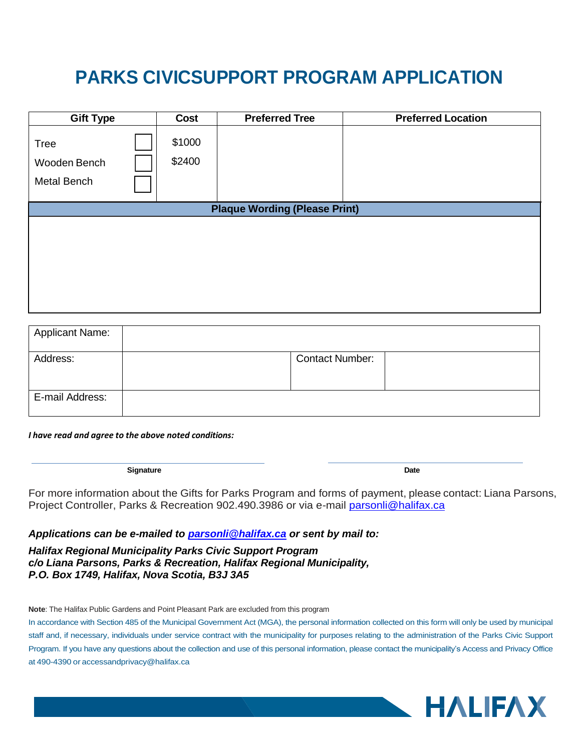# PARKS CIVICSUPPORT PROGRAM APPLICATION

| Gift Type | | Cost | Preferred Tree | Preferred Location |
|---|---|---|---|---|
| Tree | ☐ | $1000 | | |
| Wooden Bench | ☐ | $2400 | | |
| Metal Bench | ☐ | | | |

| Plaque Wording (Please Print) |
|---|
| |

| | | | |
|---|---|---|---|
| Applicant Name: | | | |
| Address: | | Contact Number: | |
| E-mail Address: | | | |

***I have read and agree to the above noted conditions:***

**Signature** **Date**

For more information about the Gifts for Parks Program and forms of payment, please contact: Liana Parsons, Project Controller, Parks & Recreation 902.490.3986 or via e-mail parsonli@halifax.ca

***Applications can be e-mailed to parsonli@halifax.ca or sent by mail to:***

***Halifax Regional Municipality Parks Civic Support Program***
***c/o Liana Parsons, Parks & Recreation, Halifax Regional Municipality,***
***P.O. Box 1749, Halifax, Nova Scotia, B3J 3A5***

**Note**: The Halifax Public Gardens and Point Pleasant Park are excluded from this program

In accordance with Section 485 of the Municipal Government Act (MGA), the personal information collected on this form will only be used by municipal staff and, if necessary, individuals under service contract with the municipality for purposes relating to the administration of the Parks Civic Support Program. If you have any questions about the collection and use of this personal information, please contact the municipality's Access and Privacy Office at 490-4390 or accessandprivacy@halifax.ca

HALIFAX